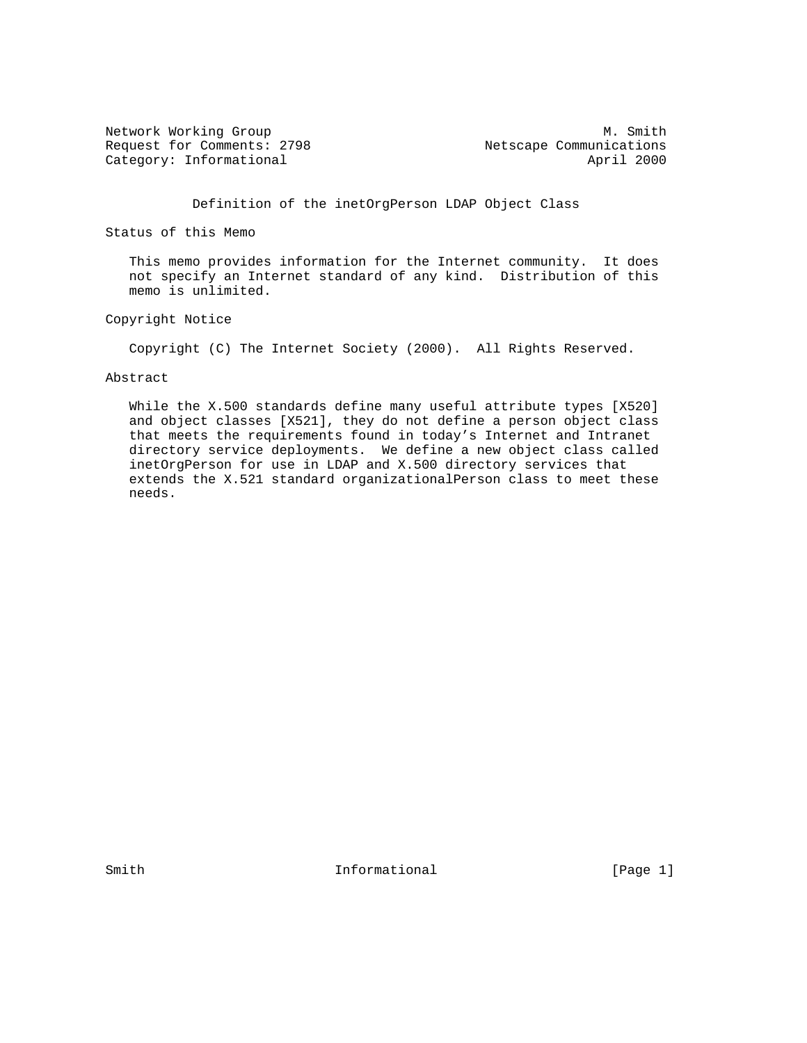Network Working Group M. Smith
Request for Comments: 2798 Netscape Communications
Category: Informational April 2000

# Definition of the inetOrgPerson LDAP Object Class

## Status of this Memo

This memo provides information for the Internet community. It does not specify an Internet standard of any kind. Distribution of this memo is unlimited.

## Copyright Notice

Copyright (C) The Internet Society (2000). All Rights Reserved.

## Abstract

While the X.500 standards define many useful attribute types [X520] and object classes [X521], they do not define a person object class that meets the requirements found in today's Internet and Intranet directory service deployments. We define a new object class called inetOrgPerson for use in LDAP and X.500 directory services that extends the X.521 standard organizationalPerson class to meet these needs.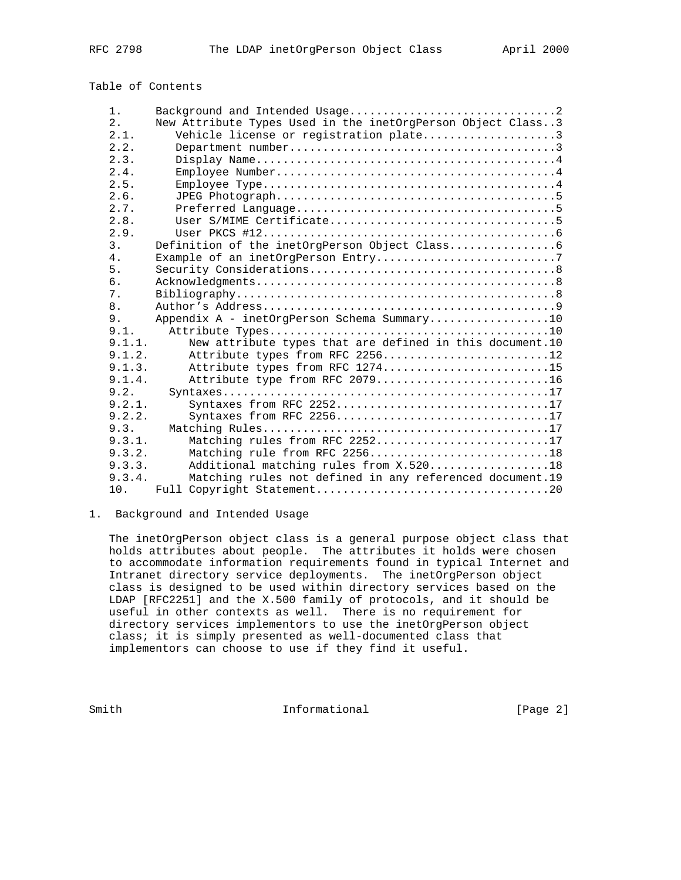Table of Contents

```
   1.     Background and Intended Usage...............................2
   2.     New Attribute Types Used in the inetOrgPerson Object Class..3
   2.1.      Vehicle license or registration plate....................3
   2.2.      Department number........................................3
   2.3.      Display Name.............................................4
   2.4.      Employee Number..........................................4
   2.5.      Employee Type............................................4
   2.6.      JPEG Photograph..........................................5
   2.7.      Preferred Language.......................................5
   2.8.      User S/MIME Certificate..................................5
   2.9.      User PKCS #12............................................6
   3.     Definition of the inetOrgPerson Object Class................6
   4.     Example of an inetOrgPerson Entry...........................7
   5.     Security Considerations.....................................8
   6.     Acknowledgments.............................................8
   7.     Bibliography................................................8
   8.     Author's Address............................................9
   9.     Appendix A - inetOrgPerson Schema Summary..................10
   9.1.     Attribute Types..........................................10
   9.1.1.      New attribute types that are defined in this document.10
   9.1.2.      Attribute types from RFC 2256.........................12
   9.1.3.      Attribute types from RFC 1274.........................15
   9.1.4.      Attribute type from RFC 2079..........................16
   9.2.     Syntaxes.................................................17
   9.2.1.      Syntaxes from RFC 2252................................17
   9.2.2.      Syntaxes from RFC 2256................................17
   9.3.     Matching Rules...........................................17
   9.3.1.      Matching rules from RFC 2252..........................17
   9.3.2.      Matching rule from RFC 2256...........................18
   9.3.3.      Additional matching rules from X.520..................18
   9.3.4.      Matching rules not defined in any referenced document.19
   10.    Full Copyright Statement...................................20
```

## 1. Background and Intended Usage

The inetOrgPerson object class is a general purpose object class that holds attributes about people. The attributes it holds were chosen to accommodate information requirements found in typical Internet and Intranet directory service deployments. The inetOrgPerson object class is designed to be used within directory services based on the LDAP [RFC2251] and the X.500 family of protocols, and it should be useful in other contexts as well. There is no requirement for directory services implementors to use the inetOrgPerson object class; it is simply presented as well-documented class that implementors can choose to use if they find it useful.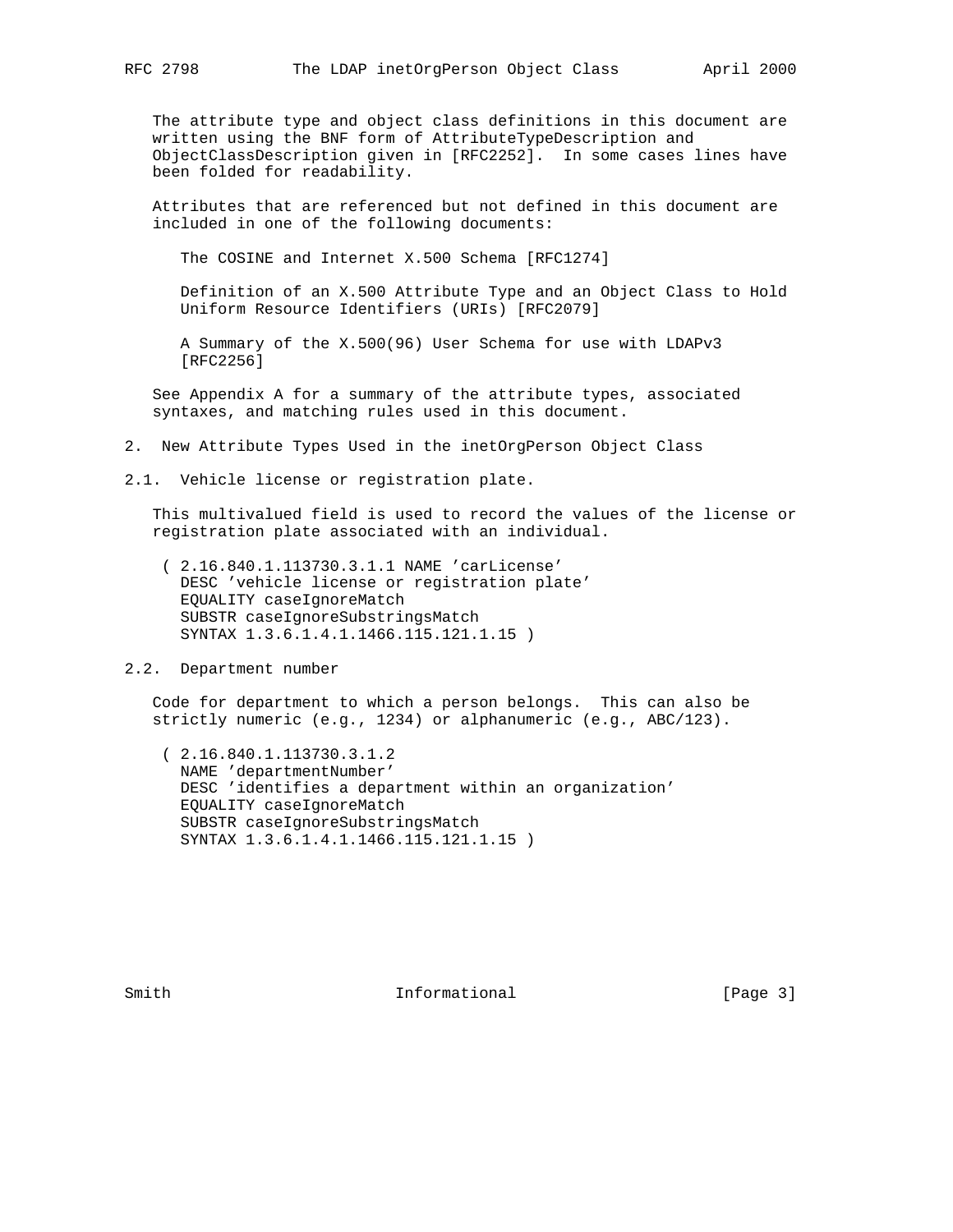The attribute type and object class definitions in this document are written using the BNF form of AttributeTypeDescription and ObjectClassDescription given in [RFC2252]. In some cases lines have been folded for readability.

Attributes that are referenced but not defined in this document are included in one of the following documents:

The COSINE and Internet X.500 Schema [RFC1274]

Definition of an X.500 Attribute Type and an Object Class to Hold Uniform Resource Identifiers (URIs) [RFC2079]

A Summary of the X.500(96) User Schema for use with LDAPv3 [RFC2256]

See Appendix A for a summary of the attribute types, associated syntaxes, and matching rules used in this document.

## 2. New Attribute Types Used in the inetOrgPerson Object Class

### 2.1. Vehicle license or registration plate.

This multivalued field is used to record the values of the license or registration plate associated with an individual.

```
 ( 2.16.840.1.113730.3.1.1 NAME 'carLicense'
   DESC 'vehicle license or registration plate'
   EQUALITY caseIgnoreMatch
   SUBSTR caseIgnoreSubstringsMatch
   SYNTAX 1.3.6.1.4.1.1466.115.121.1.15 )
```

### 2.2. Department number

Code for department to which a person belongs. This can also be strictly numeric (e.g., 1234) or alphanumeric (e.g., ABC/123).

```
 ( 2.16.840.1.113730.3.1.2
   NAME 'departmentNumber'
   DESC 'identifies a department within an organization'
   EQUALITY caseIgnoreMatch
   SUBSTR caseIgnoreSubstringsMatch
   SYNTAX 1.3.6.1.4.1.1466.115.121.1.15 )
```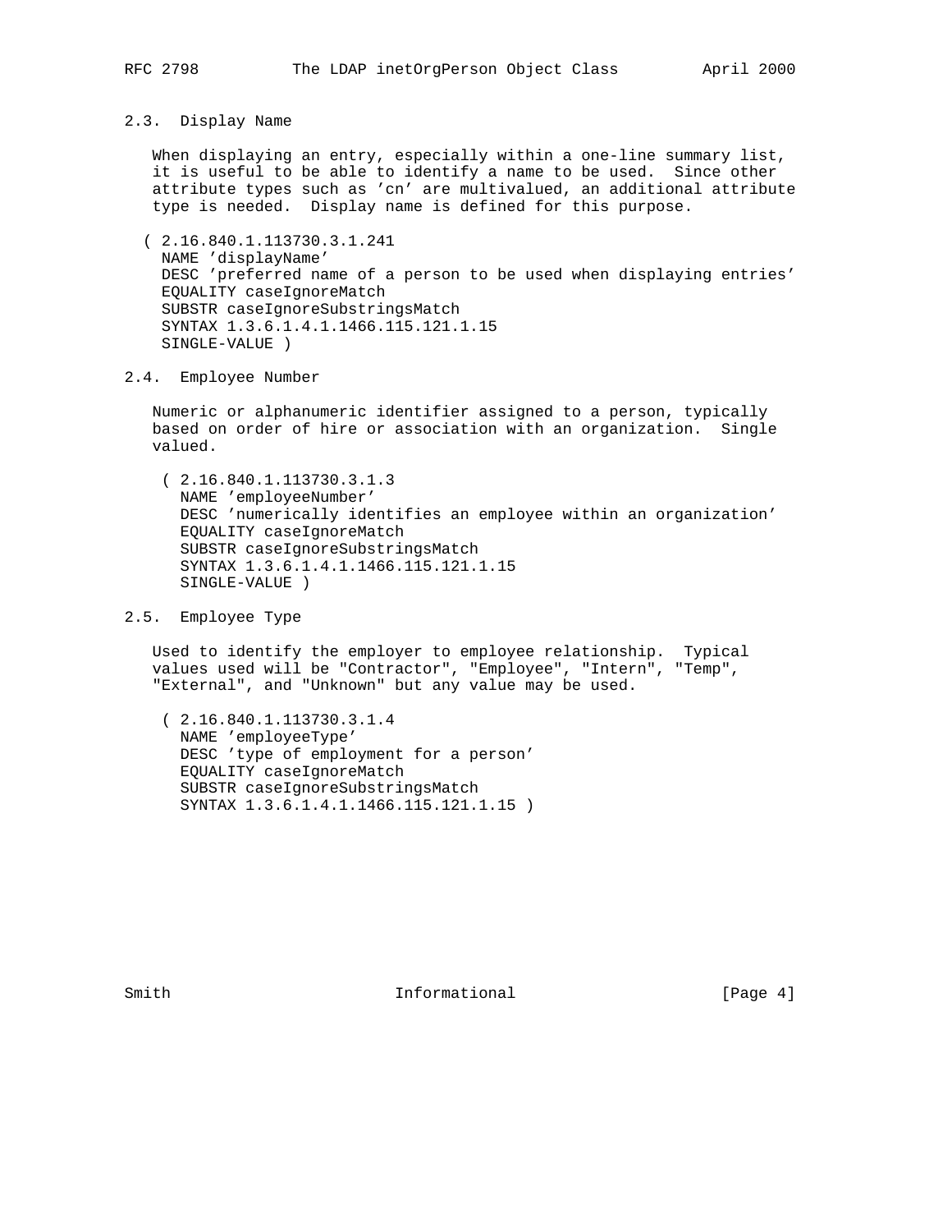## 2.3. Display Name

When displaying an entry, especially within a one-line summary list, it is useful to be able to identify a name to be used. Since other attribute types such as 'cn' are multivalued, an additional attribute type is needed. Display name is defined for this purpose.

```
( 2.16.840.1.113730.3.1.241
  NAME 'displayName'
  DESC 'preferred name of a person to be used when displaying entries'
  EQUALITY caseIgnoreMatch
  SUBSTR caseIgnoreSubstringsMatch
  SYNTAX 1.3.6.1.4.1.1466.115.121.1.15
  SINGLE-VALUE )
```

## 2.4. Employee Number

Numeric or alphanumeric identifier assigned to a person, typically based on order of hire or association with an organization. Single valued.

```
( 2.16.840.1.113730.3.1.3
  NAME 'employeeNumber'
  DESC 'numerically identifies an employee within an organization'
  EQUALITY caseIgnoreMatch
  SUBSTR caseIgnoreSubstringsMatch
  SYNTAX 1.3.6.1.4.1.1466.115.121.1.15
  SINGLE-VALUE )
```

## 2.5. Employee Type

Used to identify the employer to employee relationship. Typical values used will be "Contractor", "Employee", "Intern", "Temp", "External", and "Unknown" but any value may be used.

```
( 2.16.840.1.113730.3.1.4
  NAME 'employeeType'
  DESC 'type of employment for a person'
  EQUALITY caseIgnoreMatch
  SUBSTR caseIgnoreSubstringsMatch
  SYNTAX 1.3.6.1.4.1.1466.115.121.1.15 )
```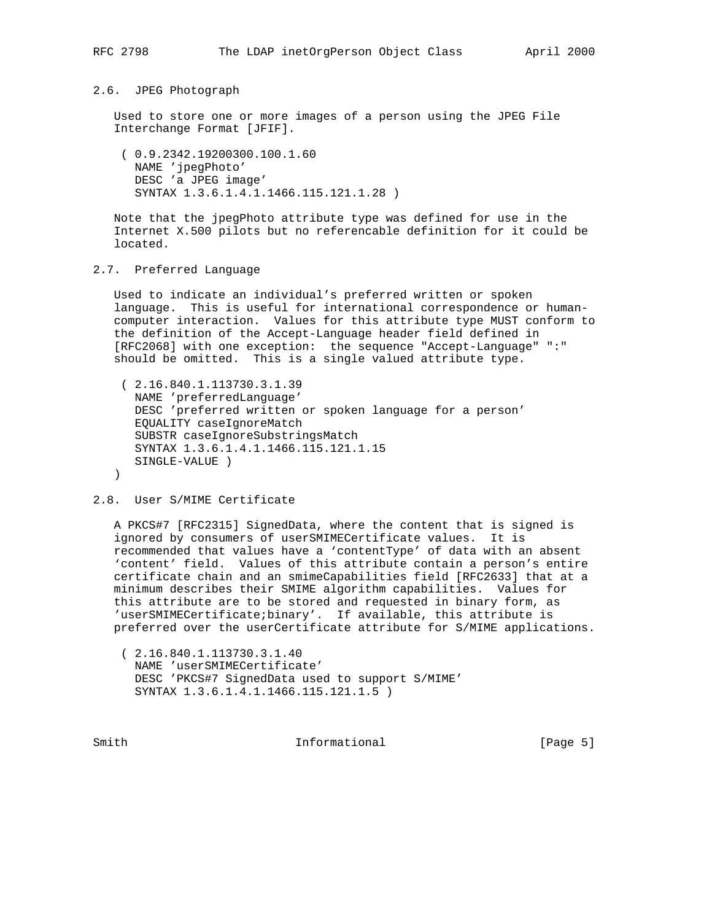## 2.6. JPEG Photograph

Used to store one or more images of a person using the JPEG File Interchange Format [JFIF].

```
( 0.9.2342.19200300.100.1.60
  NAME 'jpegPhoto'
  DESC 'a JPEG image'
  SYNTAX 1.3.6.1.4.1.1466.115.121.1.28 )
```

Note that the jpegPhoto attribute type was defined for use in the Internet X.500 pilots but no referencable definition for it could be located.

## 2.7. Preferred Language

Used to indicate an individual's preferred written or spoken language. This is useful for international correspondence or human-computer interaction. Values for this attribute type MUST conform to the definition of the Accept-Language header field defined in [RFC2068] with one exception: the sequence "Accept-Language" ":" should be omitted. This is a single valued attribute type.

```
( 2.16.840.1.113730.3.1.39
  NAME 'preferredLanguage'
  DESC 'preferred written or spoken language for a person'
  EQUALITY caseIgnoreMatch
  SUBSTR caseIgnoreSubstringsMatch
  SYNTAX 1.3.6.1.4.1.1466.115.121.1.15
  SINGLE-VALUE )
)
```

## 2.8. User S/MIME Certificate

A PKCS#7 [RFC2315] SignedData, where the content that is signed is ignored by consumers of userSMIMECertificate values. It is recommended that values have a 'contentType' of data with an absent 'content' field. Values of this attribute contain a person's entire certificate chain and an smimeCapabilities field [RFC2633] that at a minimum describes their SMIME algorithm capabilities. Values for this attribute are to be stored and requested in binary form, as 'userSMIMECertificate;binary'. If available, this attribute is preferred over the userCertificate attribute for S/MIME applications.

```
( 2.16.840.1.113730.3.1.40
  NAME 'userSMIMECertificate'
  DESC 'PKCS#7 SignedData used to support S/MIME'
  SYNTAX 1.3.6.1.4.1.1466.115.121.1.5 )
```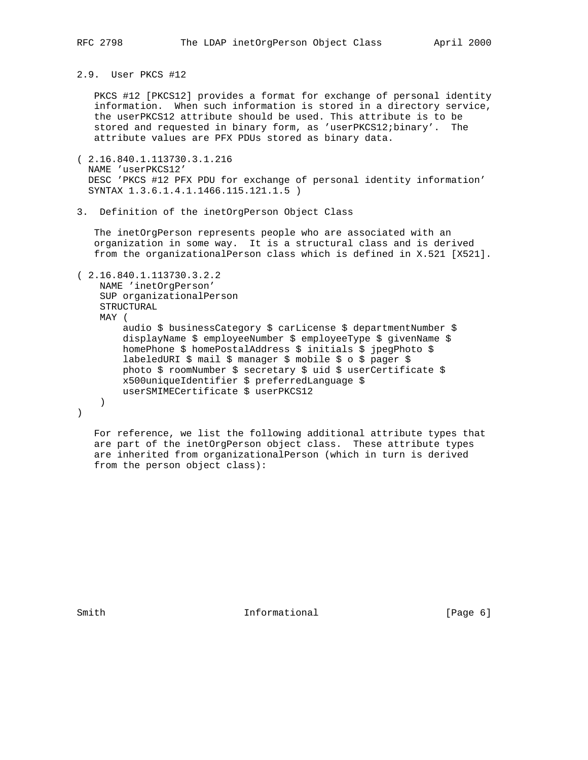## 2.9. User PKCS #12

PKCS #12 [PKCS12] provides a format for exchange of personal identity information. When such information is stored in a directory service, the userPKCS12 attribute should be used. This attribute is to be stored and requested in binary form, as 'userPKCS12;binary'. The attribute values are PFX PDUs stored as binary data.

```
( 2.16.840.1.113730.3.1.216
  NAME 'userPKCS12'
  DESC 'PKCS #12 PFX PDU for exchange of personal identity information'
  SYNTAX 1.3.6.1.4.1.1466.115.121.1.5 )
```

# 3. Definition of the inetOrgPerson Object Class

The inetOrgPerson represents people who are associated with an organization in some way. It is a structural class and is derived from the organizationalPerson class which is defined in X.521 [X521].

```
( 2.16.840.1.113730.3.2.2
    NAME 'inetOrgPerson'
    SUP organizationalPerson
    STRUCTURAL
    MAY (
        audio $ businessCategory $ carLicense $ departmentNumber $
        displayName $ employeeNumber $ employeeType $ givenName $
        homePhone $ homePostalAddress $ initials $ jpegPhoto $
        labeledURI $ mail $ manager $ mobile $ o $ pager $
        photo $ roomNumber $ secretary $ uid $ userCertificate $
        x500uniqueIdentifier $ preferredLanguage $
        userSMIMECertificate $ userPKCS12
    )
)
```

For reference, we list the following additional attribute types that are part of the inetOrgPerson object class. These attribute types are inherited from organizationalPerson (which in turn is derived from the person object class):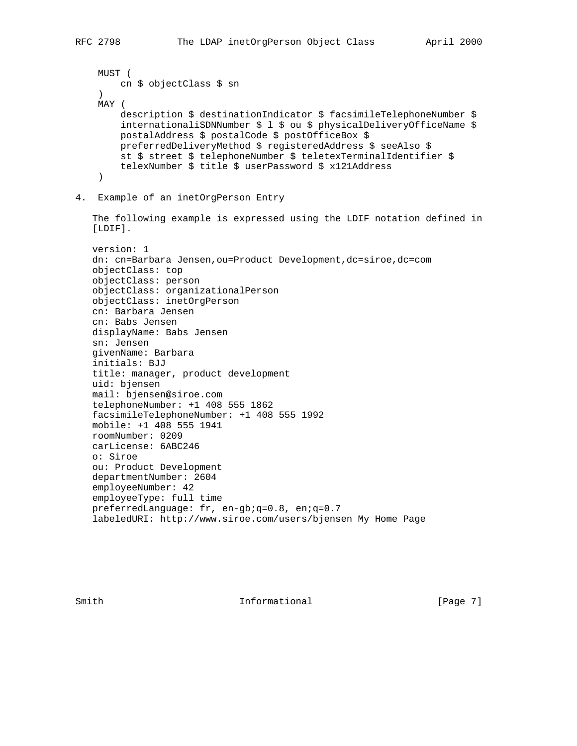```
    MUST (
        cn $ objectClass $ sn
    )
    MAY (
        description $ destinationIndicator $ facsimileTelephoneNumber $
        internationaliSDNNumber $ l $ ou $ physicalDeliveryOfficeName $
        postalAddress $ postalCode $ postOfficeBox $
        preferredDeliveryMethod $ registeredAddress $ seeAlso $
        st $ street $ telephoneNumber $ teletexTerminalIdentifier $
        telexNumber $ title $ userPassword $ x121Address
    )
```

## 4. Example of an inetOrgPerson Entry

The following example is expressed using the LDIF notation defined in [LDIF].

```
version: 1
dn: cn=Barbara Jensen,ou=Product Development,dc=siroe,dc=com
objectClass: top
objectClass: person
objectClass: organizationalPerson
objectClass: inetOrgPerson
cn: Barbara Jensen
cn: Babs Jensen
displayName: Babs Jensen
sn: Jensen
givenName: Barbara
initials: BJJ
title: manager, product development
uid: bjensen
mail: bjensen@siroe.com
telephoneNumber: +1 408 555 1862
facsimileTelephoneNumber: +1 408 555 1992
mobile: +1 408 555 1941
roomNumber: 0209
carLicense: 6ABC246
o: Siroe
ou: Product Development
departmentNumber: 2604
employeeNumber: 42
employeeType: full time
preferredLanguage: fr, en-gb;q=0.8, en;q=0.7
labeledURI: http://www.siroe.com/users/bjensen My Home Page
```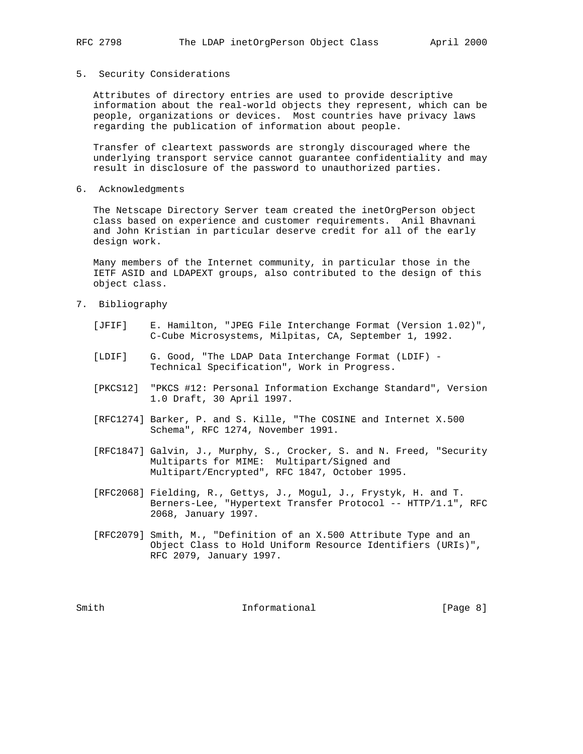## 5. Security Considerations

Attributes of directory entries are used to provide descriptive information about the real-world objects they represent, which can be people, organizations or devices. Most countries have privacy laws regarding the publication of information about people.

Transfer of cleartext passwords are strongly discouraged where the underlying transport service cannot guarantee confidentiality and may result in disclosure of the password to unauthorized parties.

## 6. Acknowledgments

The Netscape Directory Server team created the inetOrgPerson object class based on experience and customer requirements. Anil Bhavnani and John Kristian in particular deserve credit for all of the early design work.

Many members of the Internet community, in particular those in the IETF ASID and LDAPEXT groups, also contributed to the design of this object class.

## 7. Bibliography

[JFIF] E. Hamilton, "JPEG File Interchange Format (Version 1.02)", C-Cube Microsystems, Milpitas, CA, September 1, 1992.

[LDIF] G. Good, "The LDAP Data Interchange Format (LDIF) - Technical Specification", Work in Progress.

[PKCS12] "PKCS #12: Personal Information Exchange Standard", Version 1.0 Draft, 30 April 1997.

[RFC1274] Barker, P. and S. Kille, "The COSINE and Internet X.500 Schema", RFC 1274, November 1991.

[RFC1847] Galvin, J., Murphy, S., Crocker, S. and N. Freed, "Security Multiparts for MIME: Multipart/Signed and Multipart/Encrypted", RFC 1847, October 1995.

[RFC2068] Fielding, R., Gettys, J., Mogul, J., Frystyk, H. and T. Berners-Lee, "Hypertext Transfer Protocol -- HTTP/1.1", RFC 2068, January 1997.

[RFC2079] Smith, M., "Definition of an X.500 Attribute Type and an Object Class to Hold Uniform Resource Identifiers (URIs)", RFC 2079, January 1997.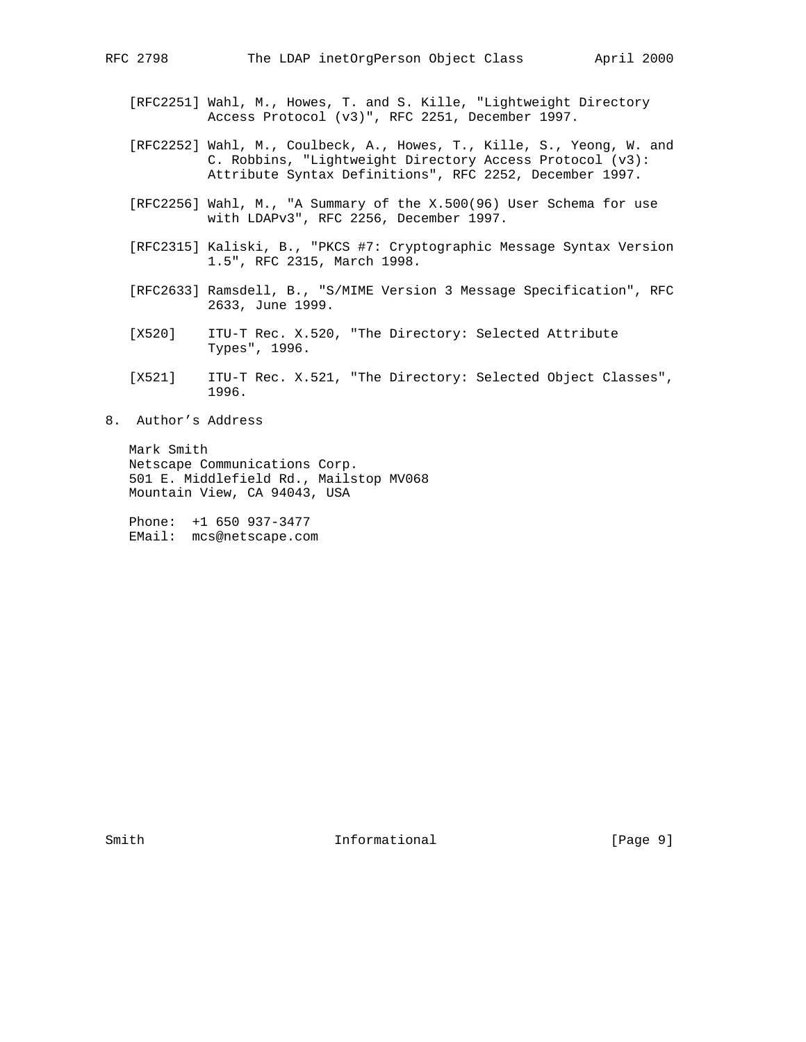[RFC2251] Wahl, M., Howes, T. and S. Kille, "Lightweight Directory Access Protocol (v3)", RFC 2251, December 1997.

[RFC2252] Wahl, M., Coulbeck, A., Howes, T., Kille, S., Yeong, W. and C. Robbins, "Lightweight Directory Access Protocol (v3): Attribute Syntax Definitions", RFC 2252, December 1997.

[RFC2256] Wahl, M., "A Summary of the X.500(96) User Schema for use with LDAPv3", RFC 2256, December 1997.

[RFC2315] Kaliski, B., "PKCS #7: Cryptographic Message Syntax Version 1.5", RFC 2315, March 1998.

[RFC2633] Ramsdell, B., "S/MIME Version 3 Message Specification", RFC 2633, June 1999.

[X520] ITU-T Rec. X.520, "The Directory: Selected Attribute Types", 1996.

[X521] ITU-T Rec. X.521, "The Directory: Selected Object Classes", 1996.

## 8. Author's Address

Mark Smith
Netscape Communications Corp.
501 E. Middlefield Rd., Mailstop MV068
Mountain View, CA 94043, USA

Phone: +1 650 937-3477
EMail: mcs@netscape.com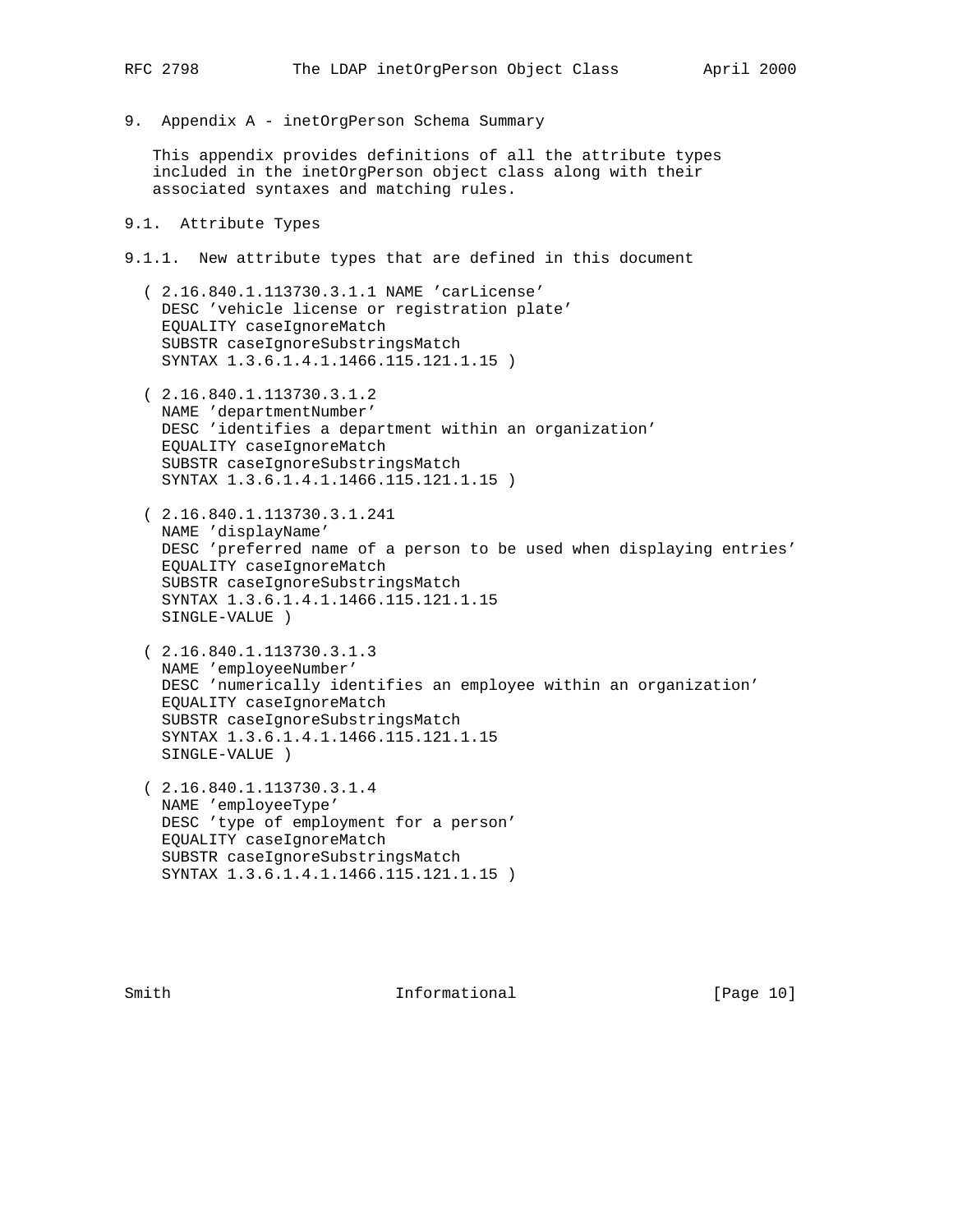## 9. Appendix A - inetOrgPerson Schema Summary

This appendix provides definitions of all the attribute types included in the inetOrgPerson object class along with their associated syntaxes and matching rules.

### 9.1. Attribute Types

#### 9.1.1. New attribute types that are defined in this document

```
( 2.16.840.1.113730.3.1.1 NAME 'carLicense'
  DESC 'vehicle license or registration plate'
  EQUALITY caseIgnoreMatch
  SUBSTR caseIgnoreSubstringsMatch
  SYNTAX 1.3.6.1.4.1.1466.115.121.1.15 )

( 2.16.840.1.113730.3.1.2
  NAME 'departmentNumber'
  DESC 'identifies a department within an organization'
  EQUALITY caseIgnoreMatch
  SUBSTR caseIgnoreSubstringsMatch
  SYNTAX 1.3.6.1.4.1.1466.115.121.1.15 )

( 2.16.840.1.113730.3.1.241
  NAME 'displayName'
  DESC 'preferred name of a person to be used when displaying entries'
  EQUALITY caseIgnoreMatch
  SUBSTR caseIgnoreSubstringsMatch
  SYNTAX 1.3.6.1.4.1.1466.115.121.1.15
  SINGLE-VALUE )

( 2.16.840.1.113730.3.1.3
  NAME 'employeeNumber'
  DESC 'numerically identifies an employee within an organization'
  EQUALITY caseIgnoreMatch
  SUBSTR caseIgnoreSubstringsMatch
  SYNTAX 1.3.6.1.4.1.1466.115.121.1.15
  SINGLE-VALUE )

( 2.16.840.1.113730.3.1.4
  NAME 'employeeType'
  DESC 'type of employment for a person'
  EQUALITY caseIgnoreMatch
  SUBSTR caseIgnoreSubstringsMatch
  SYNTAX 1.3.6.1.4.1.1466.115.121.1.15 )
```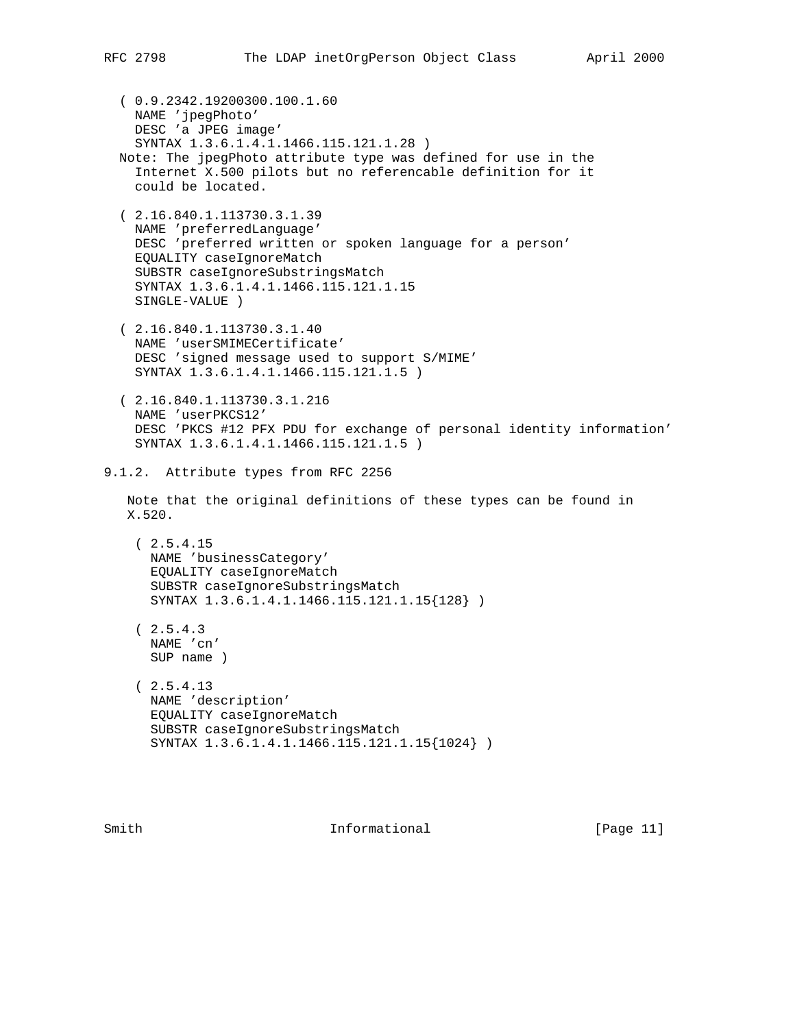```
( 0.9.2342.19200300.100.1.60
  NAME 'jpegPhoto'
  DESC 'a JPEG image'
  SYNTAX 1.3.6.1.4.1.1466.115.121.1.28 )
```

Note: The jpegPhoto attribute type was defined for use in the Internet X.500 pilots but no referencable definition for it could be located.

```
( 2.16.840.1.113730.3.1.39
  NAME 'preferredLanguage'
  DESC 'preferred written or spoken language for a person'
  EQUALITY caseIgnoreMatch
  SUBSTR caseIgnoreSubstringsMatch
  SYNTAX 1.3.6.1.4.1.1466.115.121.1.15
  SINGLE-VALUE )

( 2.16.840.1.113730.3.1.40
  NAME 'userSMIMECertificate'
  DESC 'signed message used to support S/MIME'
  SYNTAX 1.3.6.1.4.1.1466.115.121.1.5 )

( 2.16.840.1.113730.3.1.216
  NAME 'userPKCS12'
  DESC 'PKCS #12 PFX PDU for exchange of personal identity information'
  SYNTAX 1.3.6.1.4.1.1466.115.121.1.5 )
```

### 9.1.2. Attribute types from RFC 2256

Note that the original definitions of these types can be found in X.520.

```
( 2.5.4.15
  NAME 'businessCategory'
  EQUALITY caseIgnoreMatch
  SUBSTR caseIgnoreSubstringsMatch
  SYNTAX 1.3.6.1.4.1.1466.115.121.1.15{128} )

( 2.5.4.3
  NAME 'cn'
  SUP name )

( 2.5.4.13
  NAME 'description'
  EQUALITY caseIgnoreMatch
  SUBSTR caseIgnoreSubstringsMatch
  SYNTAX 1.3.6.1.4.1.1466.115.121.1.15{1024} )
```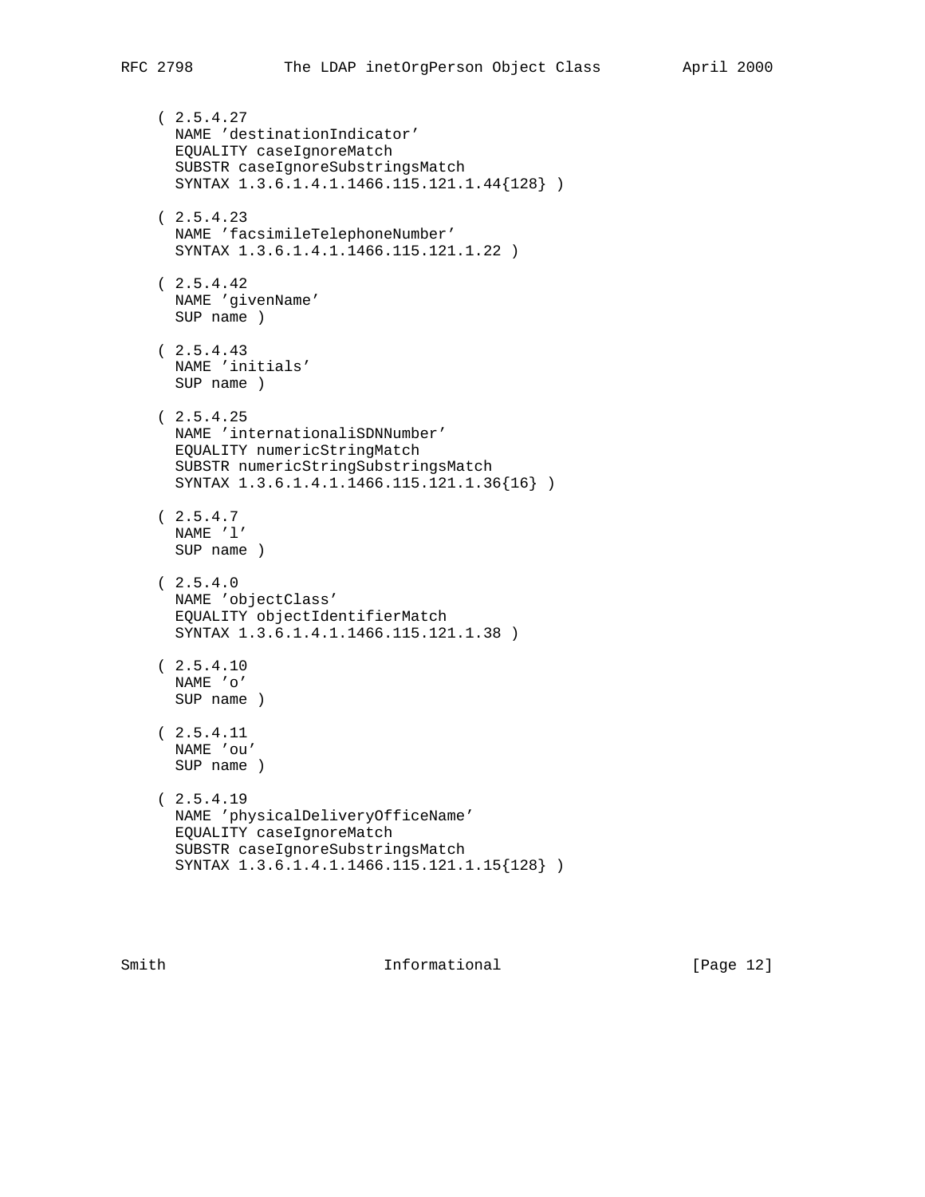```
    ( 2.5.4.27
      NAME 'destinationIndicator'
      EQUALITY caseIgnoreMatch
      SUBSTR caseIgnoreSubstringsMatch
      SYNTAX 1.3.6.1.4.1.1466.115.121.1.44{128} )

    ( 2.5.4.23
      NAME 'facsimileTelephoneNumber'
      SYNTAX 1.3.6.1.4.1.1466.115.121.1.22 )

    ( 2.5.4.42
      NAME 'givenName'
      SUP name )

    ( 2.5.4.43
      NAME 'initials'
      SUP name )

    ( 2.5.4.25
      NAME 'internationaliSDNNumber'
      EQUALITY numericStringMatch
      SUBSTR numericStringSubstringsMatch
      SYNTAX 1.3.6.1.4.1.1466.115.121.1.36{16} )

    ( 2.5.4.7
      NAME 'l'
      SUP name )

    ( 2.5.4.0
      NAME 'objectClass'
      EQUALITY objectIdentifierMatch
      SYNTAX 1.3.6.1.4.1.1466.115.121.1.38 )

    ( 2.5.4.10
      NAME 'o'
      SUP name )

    ( 2.5.4.11
      NAME 'ou'
      SUP name )

    ( 2.5.4.19
      NAME 'physicalDeliveryOfficeName'
      EQUALITY caseIgnoreMatch
      SUBSTR caseIgnoreSubstringsMatch
      SYNTAX 1.3.6.1.4.1.1466.115.121.1.15{128} )
```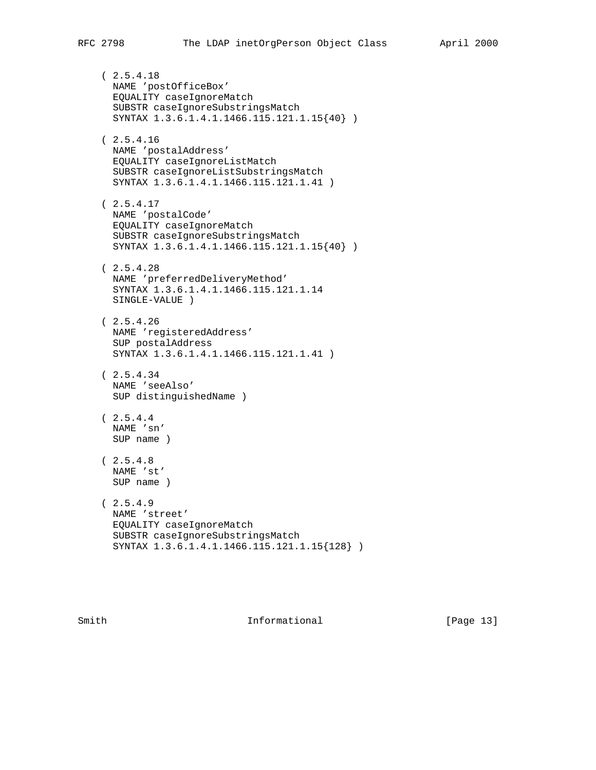```
( 2.5.4.18
  NAME 'postOfficeBox'
  EQUALITY caseIgnoreMatch
  SUBSTR caseIgnoreSubstringsMatch
  SYNTAX 1.3.6.1.4.1.1466.115.121.1.15{40} )

( 2.5.4.16
  NAME 'postalAddress'
  EQUALITY caseIgnoreListMatch
  SUBSTR caseIgnoreListSubstringsMatch
  SYNTAX 1.3.6.1.4.1.1466.115.121.1.41 )

( 2.5.4.17
  NAME 'postalCode'
  EQUALITY caseIgnoreMatch
  SUBSTR caseIgnoreSubstringsMatch
  SYNTAX 1.3.6.1.4.1.1466.115.121.1.15{40} )

( 2.5.4.28
  NAME 'preferredDeliveryMethod'
  SYNTAX 1.3.6.1.4.1.1466.115.121.1.14
  SINGLE-VALUE )

( 2.5.4.26
  NAME 'registeredAddress'
  SUP postalAddress
  SYNTAX 1.3.6.1.4.1.1466.115.121.1.41 )

( 2.5.4.34
  NAME 'seeAlso'
  SUP distinguishedName )

( 2.5.4.4
  NAME 'sn'
  SUP name )

( 2.5.4.8
  NAME 'st'
  SUP name )

( 2.5.4.9
  NAME 'street'
  EQUALITY caseIgnoreMatch
  SUBSTR caseIgnoreSubstringsMatch
  SYNTAX 1.3.6.1.4.1.1466.115.121.1.15{128} )
```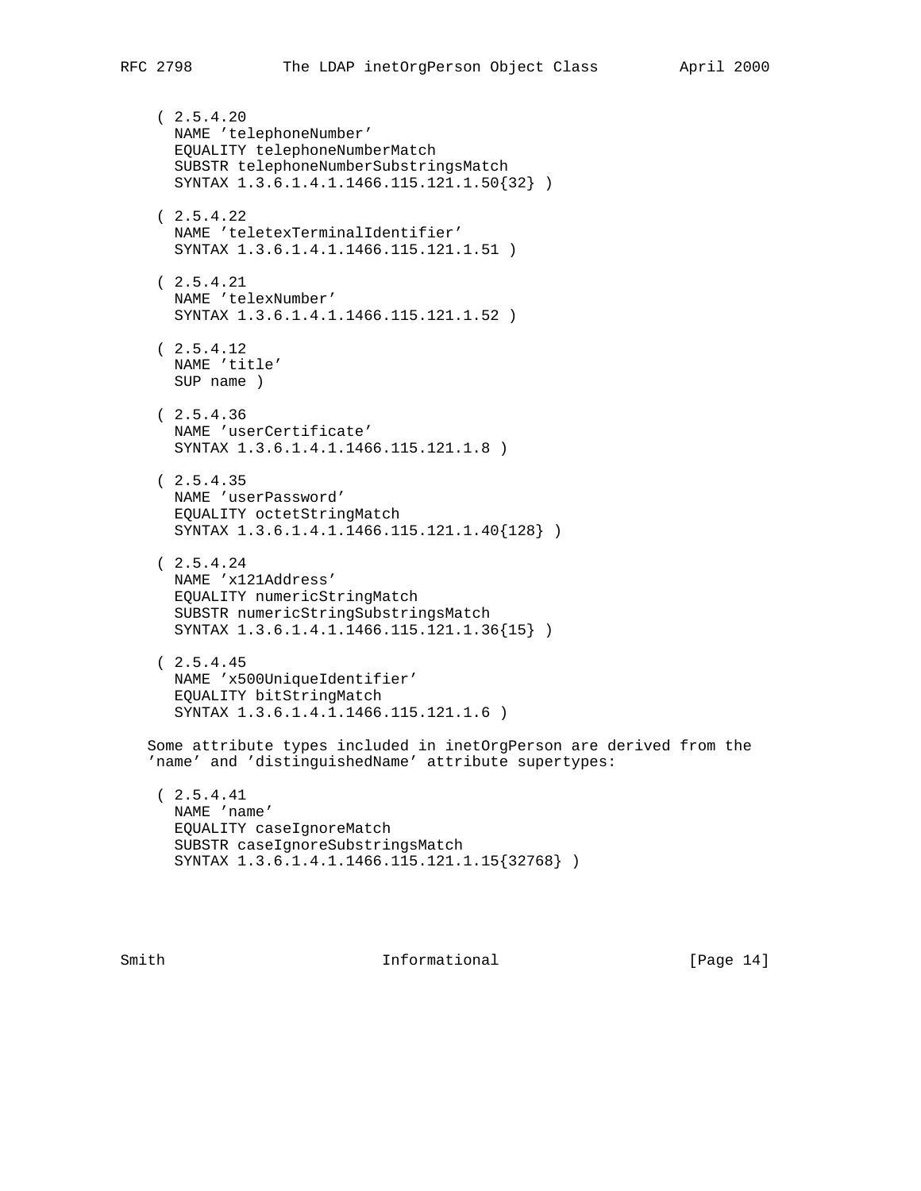```
( 2.5.4.20
  NAME 'telephoneNumber'
  EQUALITY telephoneNumberMatch
  SUBSTR telephoneNumberSubstringsMatch
  SYNTAX 1.3.6.1.4.1.1466.115.121.1.50{32} )

( 2.5.4.22
  NAME 'teletexTerminalIdentifier'
  SYNTAX 1.3.6.1.4.1.1466.115.121.1.51 )

( 2.5.4.21
  NAME 'telexNumber'
  SYNTAX 1.3.6.1.4.1.1466.115.121.1.52 )

( 2.5.4.12
  NAME 'title'
  SUP name )

( 2.5.4.36
  NAME 'userCertificate'
  SYNTAX 1.3.6.1.4.1.1466.115.121.1.8 )

( 2.5.4.35
  NAME 'userPassword'
  EQUALITY octetStringMatch
  SYNTAX 1.3.6.1.4.1.1466.115.121.1.40{128} )

( 2.5.4.24
  NAME 'x121Address'
  EQUALITY numericStringMatch
  SUBSTR numericStringSubstringsMatch
  SYNTAX 1.3.6.1.4.1.1466.115.121.1.36{15} )

( 2.5.4.45
  NAME 'x500UniqueIdentifier'
  EQUALITY bitStringMatch
  SYNTAX 1.3.6.1.4.1.1466.115.121.1.6 )
```

Some attribute types included in inetOrgPerson are derived from the 'name' and 'distinguishedName' attribute supertypes:

```
( 2.5.4.41
  NAME 'name'
  EQUALITY caseIgnoreMatch
  SUBSTR caseIgnoreSubstringsMatch
  SYNTAX 1.3.6.1.4.1.1466.115.121.1.15{32768} )
```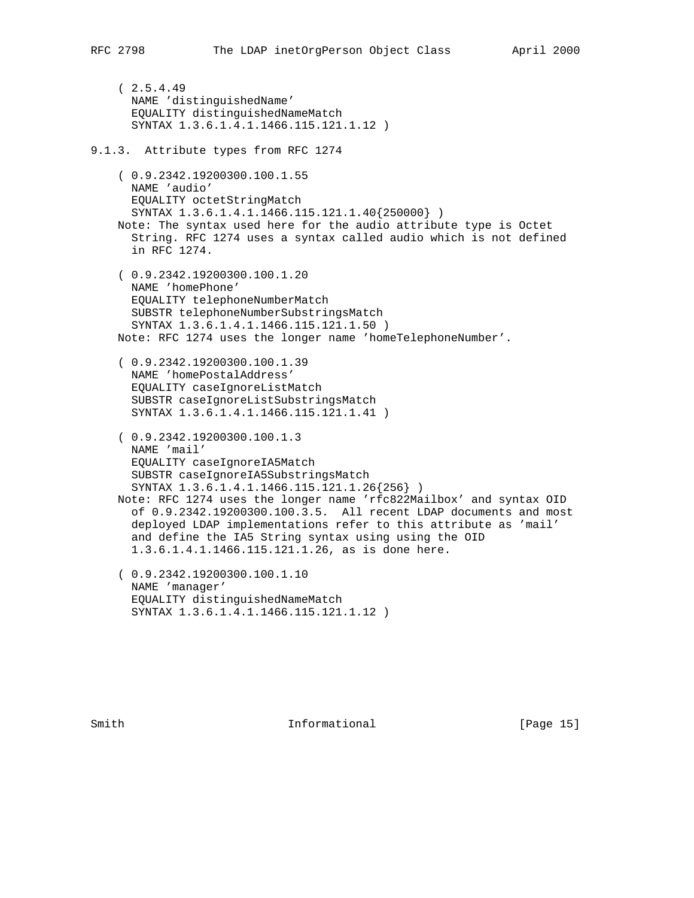```
( 2.5.4.49
  NAME 'distinguishedName'
  EQUALITY distinguishedNameMatch
  SYNTAX 1.3.6.1.4.1.1466.115.121.1.12 )
```

### 9.1.3. Attribute types from RFC 1274

```
( 0.9.2342.19200300.100.1.55
  NAME 'audio'
  EQUALITY octetStringMatch
  SYNTAX 1.3.6.1.4.1.1466.115.121.1.40{250000} )
Note: The syntax used here for the audio attribute type is Octet
  String. RFC 1274 uses a syntax called audio which is not defined
  in RFC 1274.

( 0.9.2342.19200300.100.1.20
  NAME 'homePhone'
  EQUALITY telephoneNumberMatch
  SUBSTR telephoneNumberSubstringsMatch
  SYNTAX 1.3.6.1.4.1.1466.115.121.1.50 )
Note: RFC 1274 uses the longer name 'homeTelephoneNumber'.

( 0.9.2342.19200300.100.1.39
  NAME 'homePostalAddress'
  EQUALITY caseIgnoreListMatch
  SUBSTR caseIgnoreListSubstringsMatch
  SYNTAX 1.3.6.1.4.1.1466.115.121.1.41 )

( 0.9.2342.19200300.100.1.3
  NAME 'mail'
  EQUALITY caseIgnoreIA5Match
  SUBSTR caseIgnoreIA5SubstringsMatch
  SYNTAX 1.3.6.1.4.1.1466.115.121.1.26{256} )
Note: RFC 1274 uses the longer name 'rfc822Mailbox' and syntax OID
  of 0.9.2342.19200300.100.3.5.  All recent LDAP documents and most
  deployed LDAP implementations refer to this attribute as 'mail'
  and define the IA5 String syntax using using the OID
  1.3.6.1.4.1.1466.115.121.1.26, as is done here.

( 0.9.2342.19200300.100.1.10
  NAME 'manager'
  EQUALITY distinguishedNameMatch
  SYNTAX 1.3.6.1.4.1.1466.115.121.1.12 )
```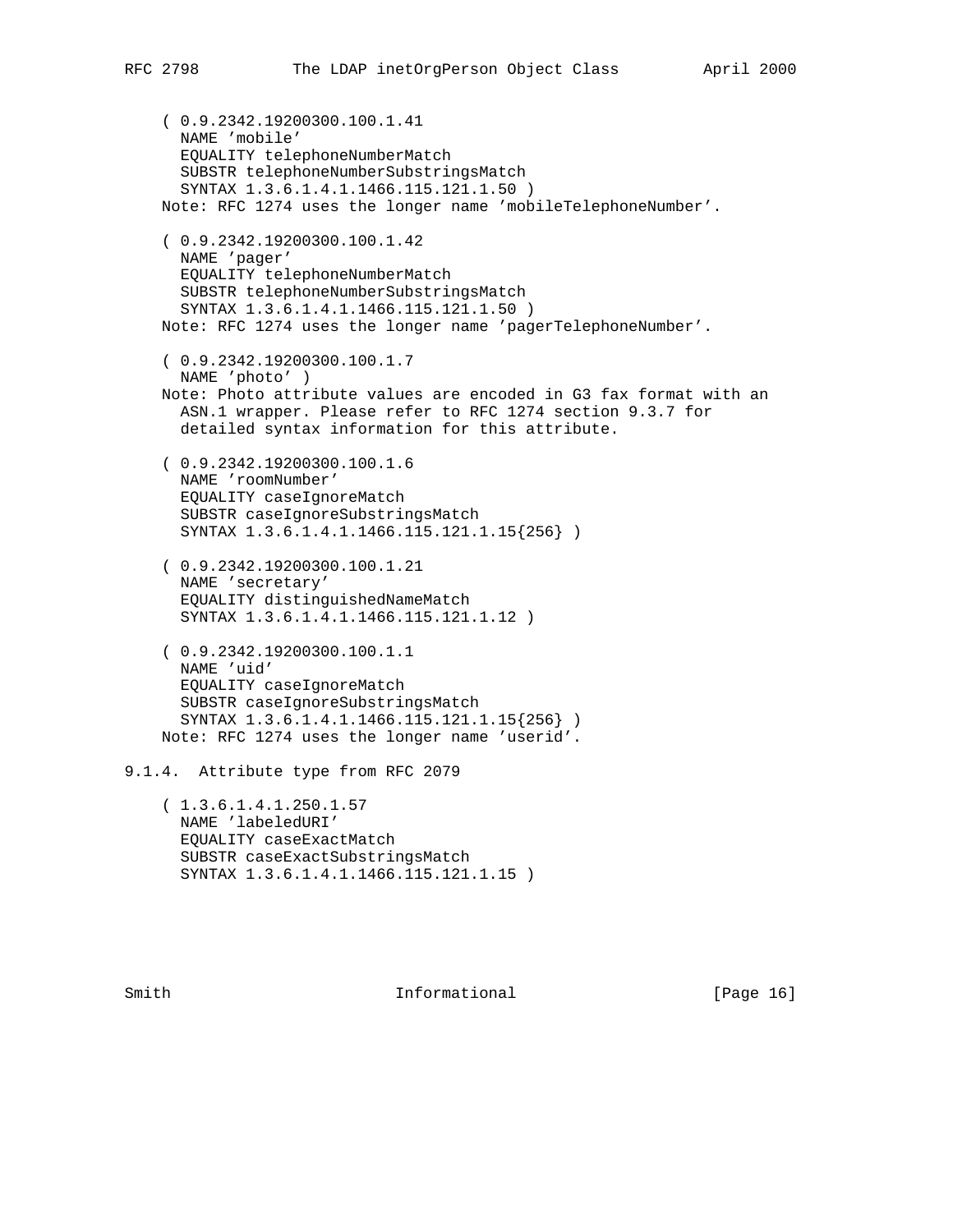```
( 0.9.2342.19200300.100.1.41
  NAME 'mobile'
  EQUALITY telephoneNumberMatch
  SUBSTR telephoneNumberSubstringsMatch
  SYNTAX 1.3.6.1.4.1.1466.115.121.1.50 )
Note: RFC 1274 uses the longer name 'mobileTelephoneNumber'.

( 0.9.2342.19200300.100.1.42
  NAME 'pager'
  EQUALITY telephoneNumberMatch
  SUBSTR telephoneNumberSubstringsMatch
  SYNTAX 1.3.6.1.4.1.1466.115.121.1.50 )
Note: RFC 1274 uses the longer name 'pagerTelephoneNumber'.

( 0.9.2342.19200300.100.1.7
  NAME 'photo' )
Note: Photo attribute values are encoded in G3 fax format with an
  ASN.1 wrapper. Please refer to RFC 1274 section 9.3.7 for
  detailed syntax information for this attribute.

( 0.9.2342.19200300.100.1.6
  NAME 'roomNumber'
  EQUALITY caseIgnoreMatch
  SUBSTR caseIgnoreSubstringsMatch
  SYNTAX 1.3.6.1.4.1.1466.115.121.1.15{256} )

( 0.9.2342.19200300.100.1.21
  NAME 'secretary'
  EQUALITY distinguishedNameMatch
  SYNTAX 1.3.6.1.4.1.1466.115.121.1.12 )

( 0.9.2342.19200300.100.1.1
  NAME 'uid'
  EQUALITY caseIgnoreMatch
  SUBSTR caseIgnoreSubstringsMatch
  SYNTAX 1.3.6.1.4.1.1466.115.121.1.15{256} )
Note: RFC 1274 uses the longer name 'userid'.
```

#### 9.1.4. Attribute type from RFC 2079

```
( 1.3.6.1.4.1.250.1.57
  NAME 'labeledURI'
  EQUALITY caseExactMatch
  SUBSTR caseExactSubstringsMatch
  SYNTAX 1.3.6.1.4.1.1466.115.121.1.15 )
```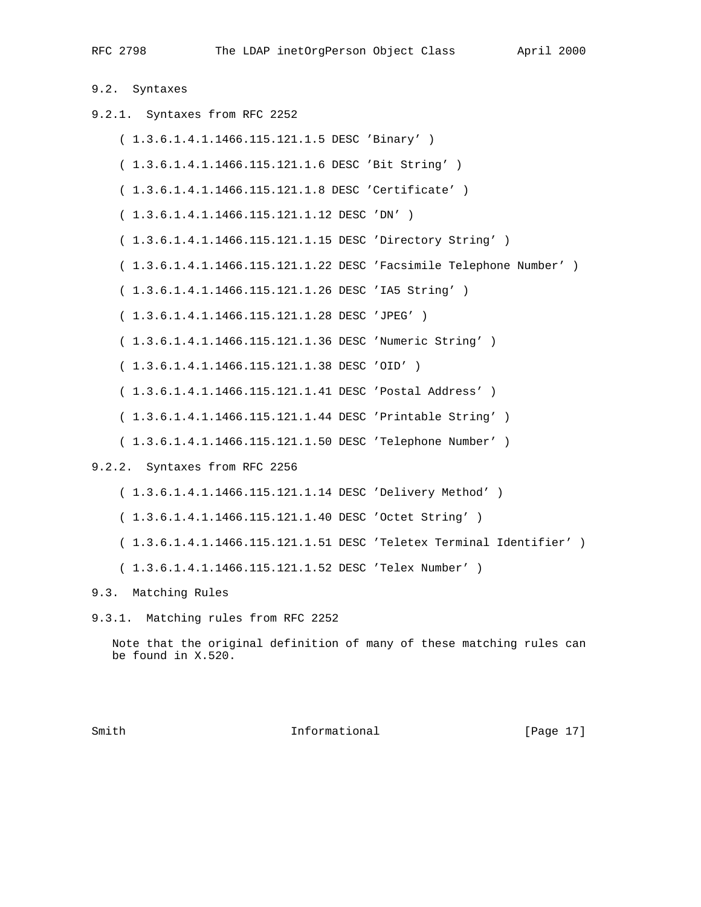## 9.2. Syntaxes

### 9.2.1. Syntaxes from RFC 2252

```
( 1.3.6.1.4.1.1466.115.121.1.5 DESC 'Binary' )

( 1.3.6.1.4.1.1466.115.121.1.6 DESC 'Bit String' )

( 1.3.6.1.4.1.1466.115.121.1.8 DESC 'Certificate' )

( 1.3.6.1.4.1.1466.115.121.1.12 DESC 'DN' )

( 1.3.6.1.4.1.1466.115.121.1.15 DESC 'Directory String' )

( 1.3.6.1.4.1.1466.115.121.1.22 DESC 'Facsimile Telephone Number' )

( 1.3.6.1.4.1.1466.115.121.1.26 DESC 'IA5 String' )

( 1.3.6.1.4.1.1466.115.121.1.28 DESC 'JPEG' )

( 1.3.6.1.4.1.1466.115.121.1.36 DESC 'Numeric String' )

( 1.3.6.1.4.1.1466.115.121.1.38 DESC 'OID' )

( 1.3.6.1.4.1.1466.115.121.1.41 DESC 'Postal Address' )

( 1.3.6.1.4.1.1466.115.121.1.44 DESC 'Printable String' )

( 1.3.6.1.4.1.1466.115.121.1.50 DESC 'Telephone Number' )
```

### 9.2.2. Syntaxes from RFC 2256

```
( 1.3.6.1.4.1.1466.115.121.1.14 DESC 'Delivery Method' )

( 1.3.6.1.4.1.1466.115.121.1.40 DESC 'Octet String' )

( 1.3.6.1.4.1.1466.115.121.1.51 DESC 'Teletex Terminal Identifier' )

( 1.3.6.1.4.1.1466.115.121.1.52 DESC 'Telex Number' )
```

## 9.3. Matching Rules

### 9.3.1. Matching rules from RFC 2252

Note that the original definition of many of these matching rules can be found in X.520.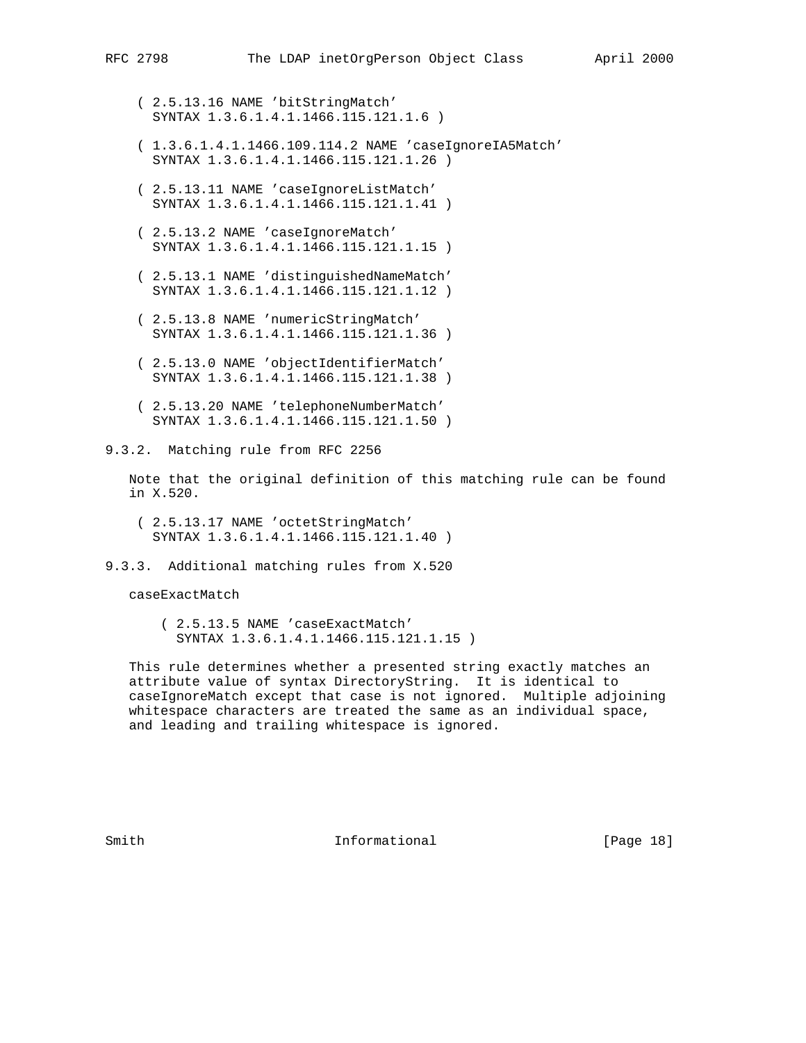```
( 2.5.13.16 NAME 'bitStringMatch'
  SYNTAX 1.3.6.1.4.1.1466.115.121.1.6 )

( 1.3.6.1.4.1.1466.109.114.2 NAME 'caseIgnoreIA5Match'
  SYNTAX 1.3.6.1.4.1.1466.115.121.1.26 )

( 2.5.13.11 NAME 'caseIgnoreListMatch'
  SYNTAX 1.3.6.1.4.1.1466.115.121.1.41 )

( 2.5.13.2 NAME 'caseIgnoreMatch'
  SYNTAX 1.3.6.1.4.1.1466.115.121.1.15 )

( 2.5.13.1 NAME 'distinguishedNameMatch'
  SYNTAX 1.3.6.1.4.1.1466.115.121.1.12 )

( 2.5.13.8 NAME 'numericStringMatch'
  SYNTAX 1.3.6.1.4.1.1466.115.121.1.36 )

( 2.5.13.0 NAME 'objectIdentifierMatch'
  SYNTAX 1.3.6.1.4.1.1466.115.121.1.38 )

( 2.5.13.20 NAME 'telephoneNumberMatch'
  SYNTAX 1.3.6.1.4.1.1466.115.121.1.50 )
```

### 9.3.2. Matching rule from RFC 2256

Note that the original definition of this matching rule can be found in X.520.

```
( 2.5.13.17 NAME 'octetStringMatch'
  SYNTAX 1.3.6.1.4.1.1466.115.121.1.40 )
```

### 9.3.3. Additional matching rules from X.520

caseExactMatch

```
( 2.5.13.5 NAME 'caseExactMatch'
  SYNTAX 1.3.6.1.4.1.1466.115.121.1.15 )
```

This rule determines whether a presented string exactly matches an attribute value of syntax DirectoryString. It is identical to caseIgnoreMatch except that case is not ignored. Multiple adjoining whitespace characters are treated the same as an individual space, and leading and trailing whitespace is ignored.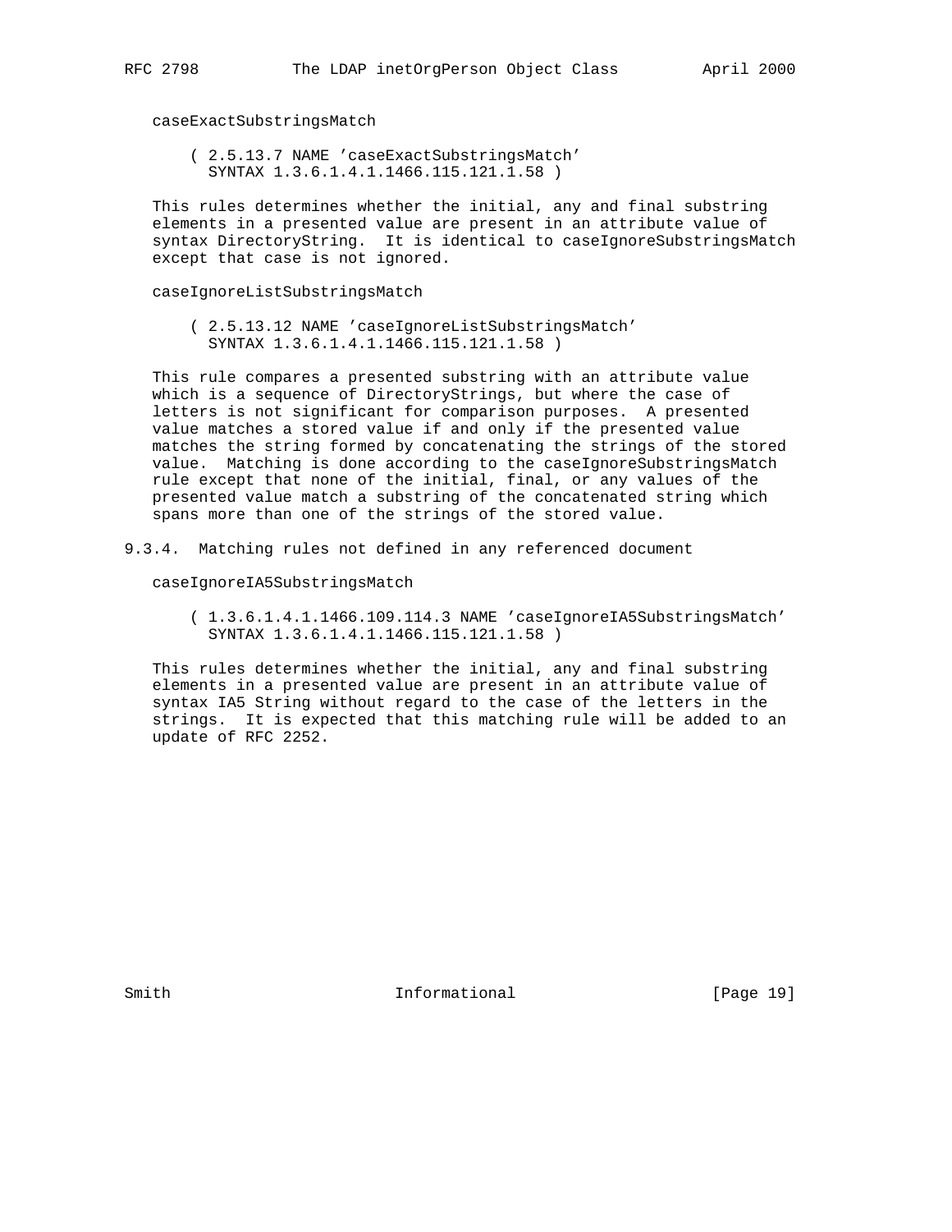caseExactSubstringsMatch

```
( 2.5.13.7 NAME 'caseExactSubstringsMatch'
  SYNTAX 1.3.6.1.4.1.1466.115.121.1.58 )
```

This rules determines whether the initial, any and final substring elements in a presented value are present in an attribute value of syntax DirectoryString. It is identical to caseIgnoreSubstringsMatch except that case is not ignored.

caseIgnoreListSubstringsMatch

```
( 2.5.13.12 NAME 'caseIgnoreListSubstringsMatch'
  SYNTAX 1.3.6.1.4.1.1466.115.121.1.58 )
```

This rule compares a presented substring with an attribute value which is a sequence of DirectoryStrings, but where the case of letters is not significant for comparison purposes. A presented value matches a stored value if and only if the presented value matches the string formed by concatenating the strings of the stored value. Matching is done according to the caseIgnoreSubstringsMatch rule except that none of the initial, final, or any values of the presented value match a substring of the concatenated string which spans more than one of the strings of the stored value.

### 9.3.4. Matching rules not defined in any referenced document

caseIgnoreIA5SubstringsMatch

```
( 1.3.6.1.4.1.1466.109.114.3 NAME 'caseIgnoreIA5SubstringsMatch'
  SYNTAX 1.3.6.1.4.1.1466.115.121.1.58 )
```

This rules determines whether the initial, any and final substring elements in a presented value are present in an attribute value of syntax IA5 String without regard to the case of the letters in the strings. It is expected that this matching rule will be added to an update of RFC 2252.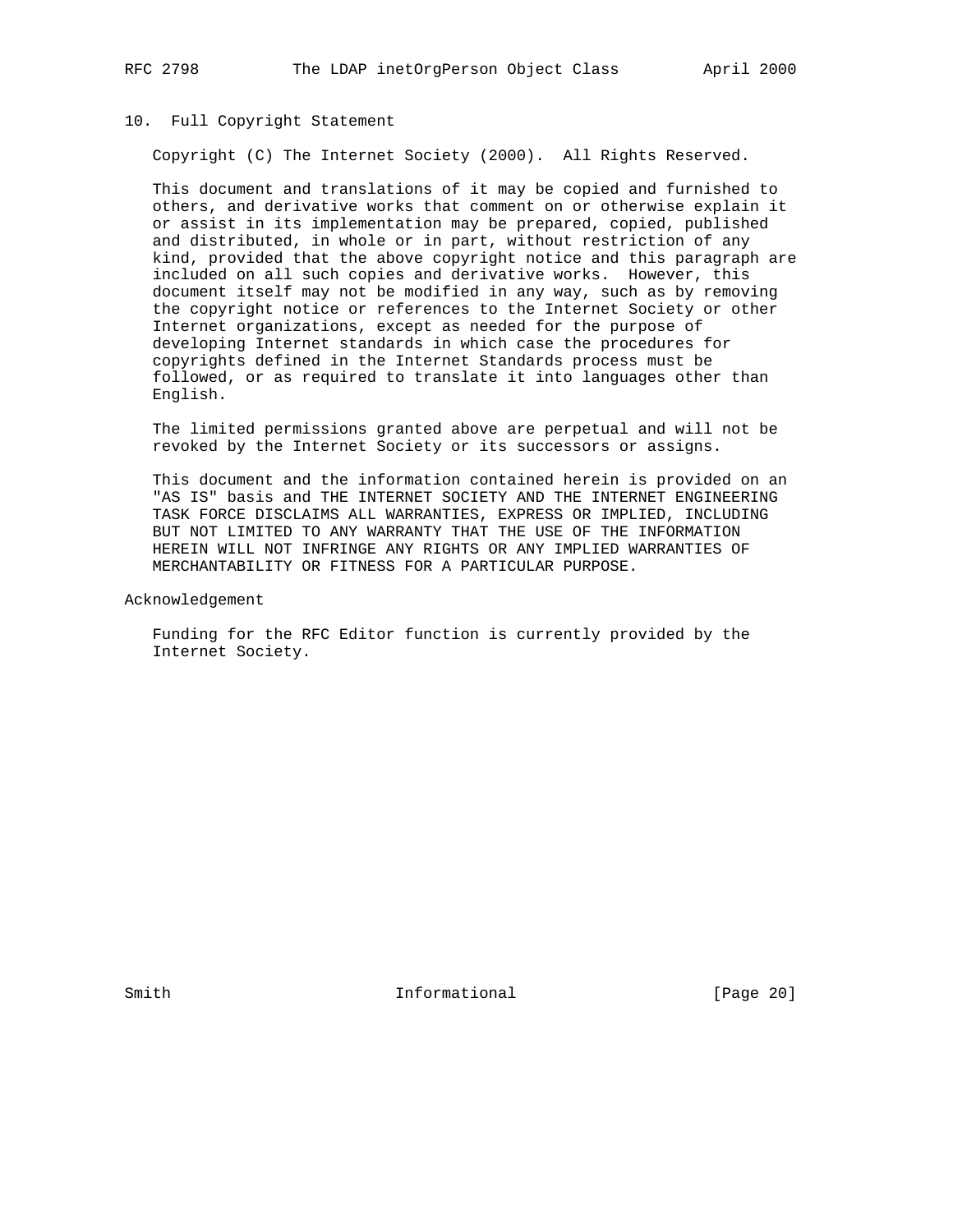## 10. Full Copyright Statement

Copyright (C) The Internet Society (2000).  All Rights Reserved.

This document and translations of it may be copied and furnished to others, and derivative works that comment on or otherwise explain it or assist in its implementation may be prepared, copied, published and distributed, in whole or in part, without restriction of any kind, provided that the above copyright notice and this paragraph are included on all such copies and derivative works.  However, this document itself may not be modified in any way, such as by removing the copyright notice or references to the Internet Society or other Internet organizations, except as needed for the purpose of developing Internet standards in which case the procedures for copyrights defined in the Internet Standards process must be followed, or as required to translate it into languages other than English.

The limited permissions granted above are perpetual and will not be revoked by the Internet Society or its successors or assigns.

This document and the information contained herein is provided on an "AS IS" basis and THE INTERNET SOCIETY AND THE INTERNET ENGINEERING TASK FORCE DISCLAIMS ALL WARRANTIES, EXPRESS OR IMPLIED, INCLUDING BUT NOT LIMITED TO ANY WARRANTY THAT THE USE OF THE INFORMATION HEREIN WILL NOT INFRINGE ANY RIGHTS OR ANY IMPLIED WARRANTIES OF MERCHANTABILITY OR FITNESS FOR A PARTICULAR PURPOSE.

## Acknowledgement

Funding for the RFC Editor function is currently provided by the Internet Society.